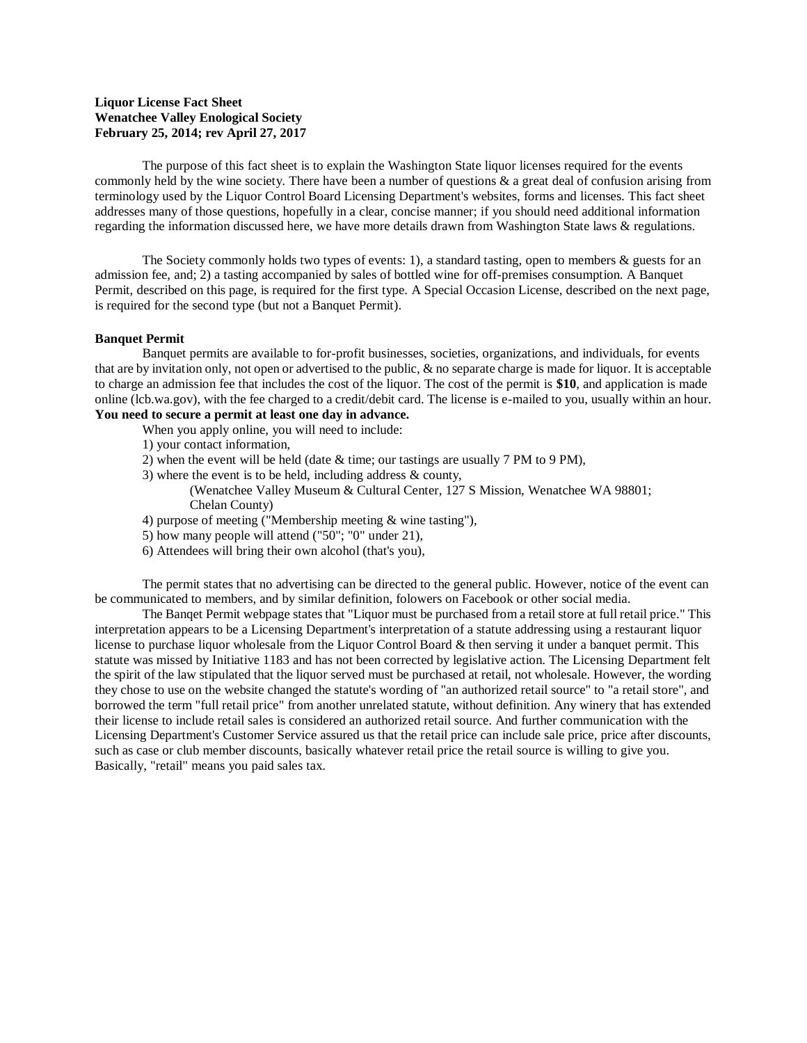**Liquor License Fact Sheet**
**Wenatchee Valley Enological Society**
**February 25, 2014; rev April 27, 2017**

The purpose of this fact sheet is to explain the Washington State liquor licenses required for the events commonly held by the wine society. There have been a number of questions & a great deal of confusion arising from terminology used by the Liquor Control Board Licensing Department's websites, forms and licenses. This fact sheet addresses many of those questions, hopefully in a clear, concise manner; if you should need additional information regarding the information discussed here, we have more details drawn from Washington State laws & regulations.

The Society commonly holds two types of events: 1), a standard tasting, open to members & guests for an admission fee, and; 2) a tasting accompanied by sales of bottled wine for off-premises consumption. A Banquet Permit, described on this page, is required for the first type. A Special Occasion License, described on the next page, is required for the second type (but not a Banquet Permit).

**Banquet Permit**

Banquet permits are available to for-profit businesses, societies, organizations, and individuals, for events that are by invitation only, not open or advertised to the public, & no separate charge is made for liquor. It is acceptable to charge an admission fee that includes the cost of the liquor. The cost of the permit is **$10**, and application is made online (lcb.wa.gov), with the fee charged to a credit/debit card. The license is e-mailed to you, usually within an hour. **You need to secure a permit at least one day in advance.**

When you apply online, you will need to include:

1) your contact information,
2) when the event will be held (date & time; our tastings are usually 7 PM to 9 PM),
3) where the event is to be held, including address & county,
   (Wenatchee Valley Museum & Cultural Center, 127 S Mission, Wenatchee WA 98801; Chelan County)
4) purpose of meeting ("Membership meeting & wine tasting"),
5) how many people will attend ("50"; "0" under 21),
6) Attendees will bring their own alcohol (that's you),

The permit states that no advertising can be directed to the general public. However, notice of the event can be communicated to members, and by similar definition, folowers on Facebook or other social media.

The Banqet Permit webpage states that "Liquor must be purchased from a retail store at full retail price." This interpretation appears to be a Licensing Department's interpretation of a statute addressing using a restaurant liquor license to purchase liquor wholesale from the Liquor Control Board & then serving it under a banquet permit. This statute was missed by Initiative 1183 and has not been corrected by legislative action. The Licensing Department felt the spirit of the law stipulated that the liquor served must be purchased at retail, not wholesale. However, the wording they chose to use on the website changed the statute's wording of "an authorized retail source" to "a retail store", and borrowed the term "full retail price" from another unrelated statute, without definition. Any winery that has extended their license to include retail sales is considered an authorized retail source. And further communication with the Licensing Department's Customer Service assured us that the retail price can include sale price, price after discounts, such as case or club member discounts, basically whatever retail price the retail source is willing to give you. Basically, "retail" means you paid sales tax.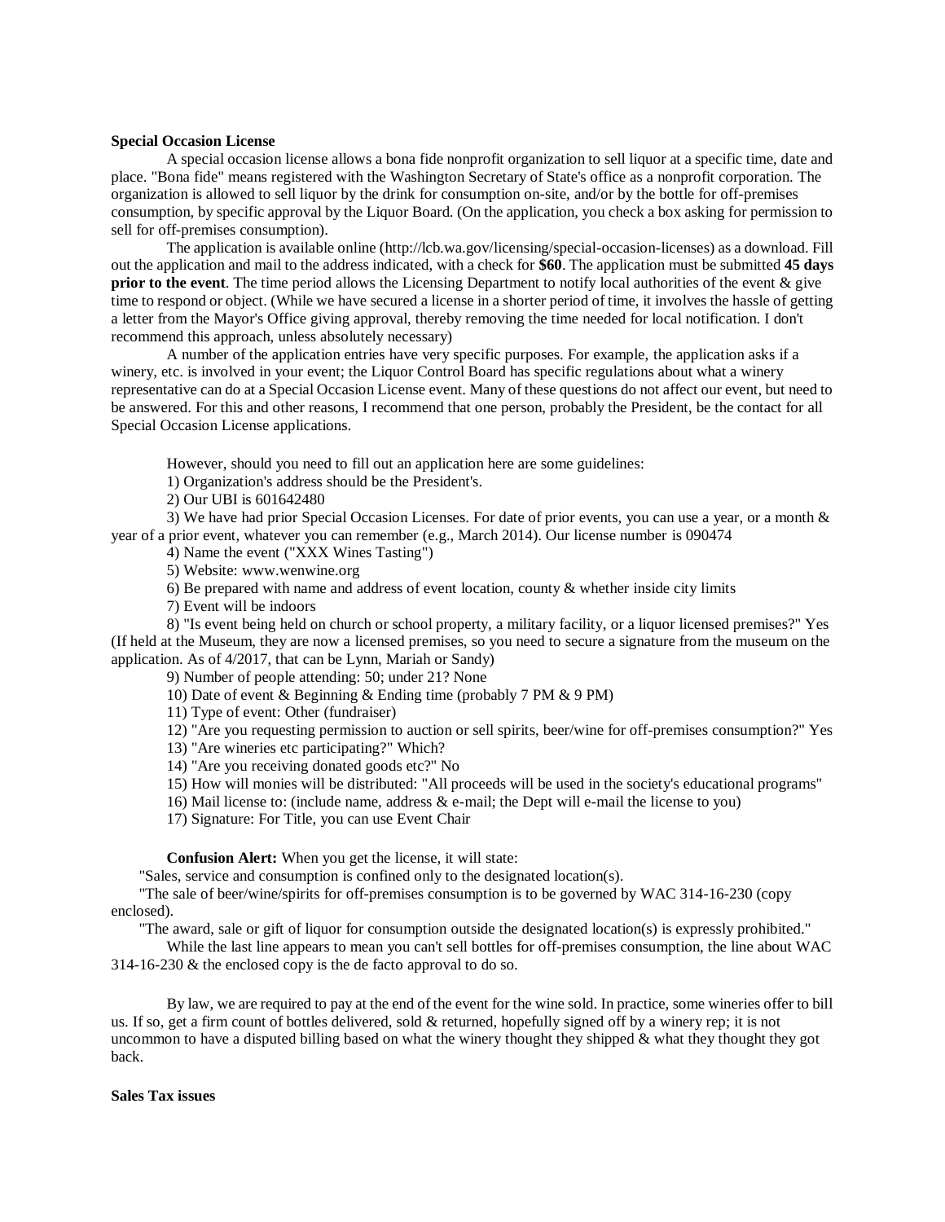**Special Occasion License**

A special occasion license allows a bona fide nonprofit organization to sell liquor at a specific time, date and place. "Bona fide" means registered with the Washington Secretary of State's office as a nonprofit corporation. The organization is allowed to sell liquor by the drink for consumption on-site, and/or by the bottle for off-premises consumption, by specific approval by the Liquor Board. (On the application, you check a box asking for permission to sell for off-premises consumption).

The application is available online (http://lcb.wa.gov/licensing/special-occasion-licenses) as a download. Fill out the application and mail to the address indicated, with a check for **$60**. The application must be submitted **45 days prior to the event**. The time period allows the Licensing Department to notify local authorities of the event & give time to respond or object. (While we have secured a license in a shorter period of time, it involves the hassle of getting a letter from the Mayor's Office giving approval, thereby removing the time needed for local notification. I don't recommend this approach, unless absolutely necessary)

A number of the application entries have very specific purposes. For example, the application asks if a winery, etc. is involved in your event; the Liquor Control Board has specific regulations about what a winery representative can do at a Special Occasion License event. Many of these questions do not affect our event, but need to be answered. For this and other reasons, I recommend that one person, probably the President, be the contact for all Special Occasion License applications.

However, should you need to fill out an application here are some guidelines:

1) Organization's address should be the President's.

2) Our UBI is 601642480

3) We have had prior Special Occasion Licenses. For date of prior events, you can use a year, or a month & year of a prior event, whatever you can remember (e.g., March 2014). Our license number is 090474

4) Name the event ("XXX Wines Tasting")

5) Website: www.wenwine.org

6) Be prepared with name and address of event location, county & whether inside city limits

7) Event will be indoors

8) "Is event being held on church or school property, a military facility, or a liquor licensed premises?" Yes (If held at the Museum, they are now a licensed premises, so you need to secure a signature from the museum on the application. As of 4/2017, that can be Lynn, Mariah or Sandy)

9) Number of people attending: 50; under 21? None

10) Date of event & Beginning & Ending time (probably 7 PM & 9 PM)

11) Type of event: Other (fundraiser)

12) "Are you requesting permission to auction or sell spirits, beer/wine for off-premises consumption?" Yes

13) "Are wineries etc participating?" Which?

14) "Are you receiving donated goods etc?" No

15) How will monies will be distributed: "All proceeds will be used in the society's educational programs"

16) Mail license to: (include name, address & e-mail; the Dept will e-mail the license to you)

17) Signature: For Title, you can use Event Chair

**Confusion Alert:** When you get the license, it will state:

"Sales, service and consumption is confined only to the designated location(s).

"The sale of beer/wine/spirits for off-premises consumption is to be governed by WAC 314-16-230 (copy enclosed).

"The award, sale or gift of liquor for consumption outside the designated location(s) is expressly prohibited."

While the last line appears to mean you can't sell bottles for off-premises consumption, the line about WAC 314-16-230 & the enclosed copy is the de facto approval to do so.

By law, we are required to pay at the end of the event for the wine sold. In practice, some wineries offer to bill us. If so, get a firm count of bottles delivered, sold & returned, hopefully signed off by a winery rep; it is not uncommon to have a disputed billing based on what the winery thought they shipped & what they thought they got back.

**Sales Tax issues**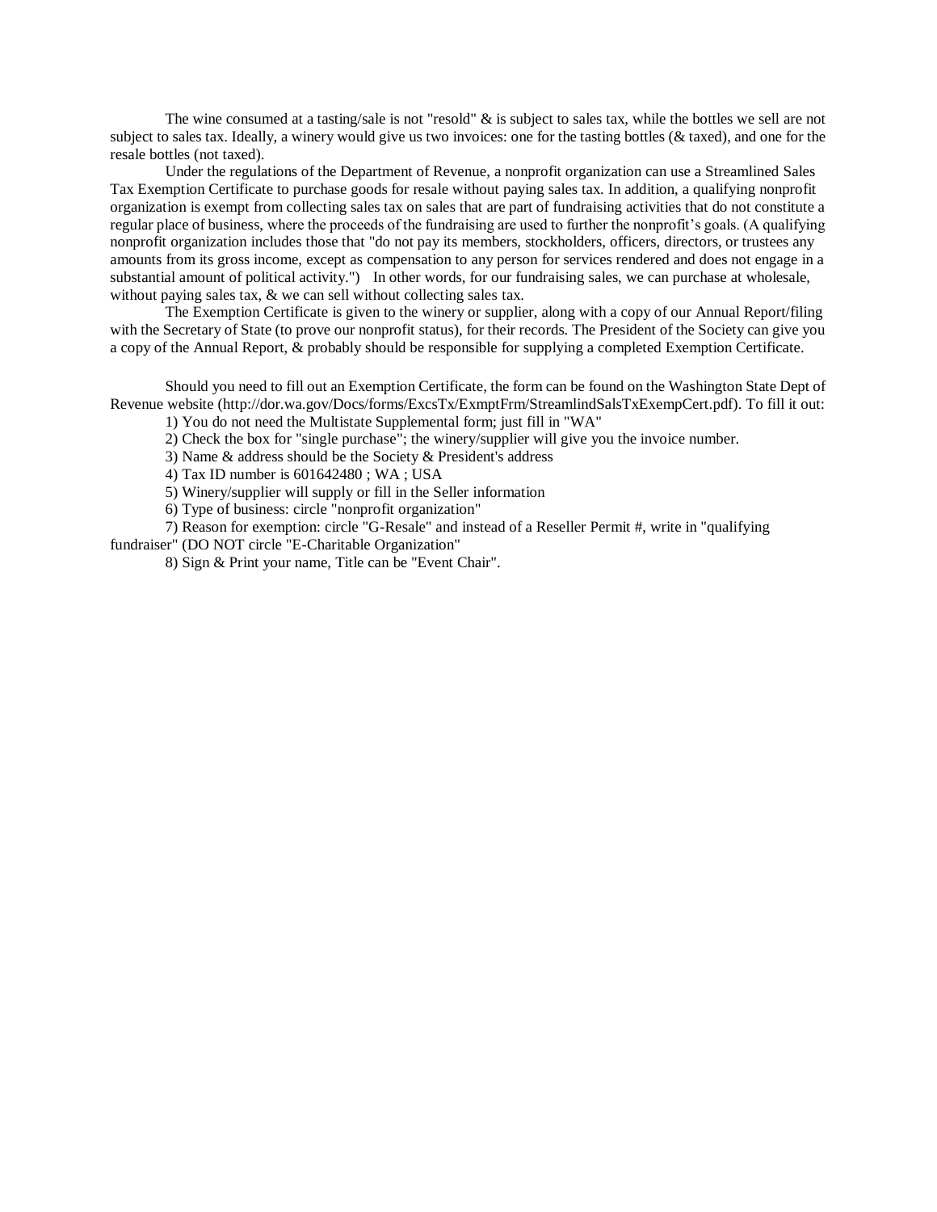The wine consumed at a tasting/sale is not "resold" & is subject to sales tax, while the bottles we sell are not subject to sales tax. Ideally, a winery would give us two invoices: one for the tasting bottles (& taxed), and one for the resale bottles (not taxed).

Under the regulations of the Department of Revenue, a nonprofit organization can use a Streamlined Sales Tax Exemption Certificate to purchase goods for resale without paying sales tax. In addition, a qualifying nonprofit organization is exempt from collecting sales tax on sales that are part of fundraising activities that do not constitute a regular place of business, where the proceeds of the fundraising are used to further the nonprofit's goals. (A qualifying nonprofit organization includes those that "do not pay its members, stockholders, officers, directors, or trustees any amounts from its gross income, except as compensation to any person for services rendered and does not engage in a substantial amount of political activity.") In other words, for our fundraising sales, we can purchase at wholesale, without paying sales tax, & we can sell without collecting sales tax.

The Exemption Certificate is given to the winery or supplier, along with a copy of our Annual Report/filing with the Secretary of State (to prove our nonprofit status), for their records. The President of the Society can give you a copy of the Annual Report, & probably should be responsible for supplying a completed Exemption Certificate.

Should you need to fill out an Exemption Certificate, the form can be found on the Washington State Dept of Revenue website (http://dor.wa.gov/Docs/forms/ExcsTx/ExmptFrm/StreamlindSalsTxExempCert.pdf). To fill it out:

1) You do not need the Multistate Supplemental form; just fill in "WA"

2) Check the box for "single purchase"; the winery/supplier will give you the invoice number.

3) Name & address should be the Society & President's address

4) Tax ID number is 601642480 ; WA ; USA

5) Winery/supplier will supply or fill in the Seller information

6) Type of business: circle "nonprofit organization"

7) Reason for exemption: circle "G-Resale" and instead of a Reseller Permit #, write in "qualifying fundraiser" (DO NOT circle "E-Charitable Organization"

8) Sign & Print your name, Title can be "Event Chair".